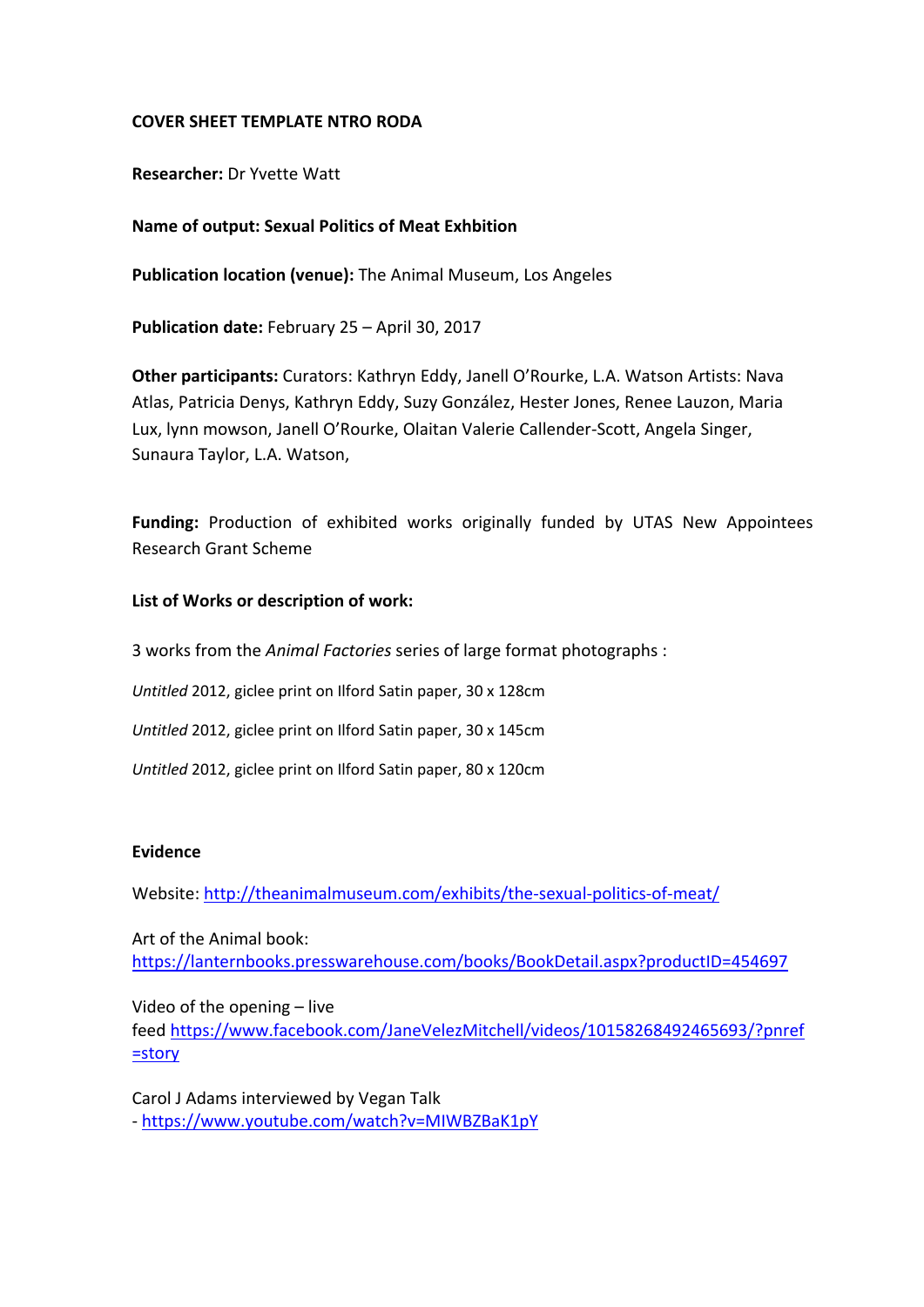**COVER SHEET TEMPLATE NTRO RODA**

**Researcher:** Dr Yvette Watt

**Name of output: Sexual Politics of Meat Exhbition**

**Publication location (venue):** The Animal Museum, Los Angeles

**Publication date:** February 25 – April 30, 2017

**Other participants:** Curators: Kathryn Eddy, Janell O'Rourke, L.A. Watson Artists: Nava Atlas, Patricia Denys, Kathryn Eddy, Suzy González, Hester Jones, Renee Lauzon, Maria Lux, lynn mowson, Janell O'Rourke, Olaitan Valerie Callender-Scott, Angela Singer, Sunaura Taylor, L.A. Watson,

**Funding:** Production of exhibited works originally funded by UTAS New Appointees Research Grant Scheme

**List of Works or description of work:**

3 works from the *Animal Factories* series of large format photographs :

*Untitled* 2012, giclee print on Ilford Satin paper, 30 x 128cm

*Untitled* 2012, giclee print on Ilford Satin paper, 30 x 145cm

*Untitled* 2012, giclee print on Ilford Satin paper, 80 x 120cm

**Evidence**

Website: http://theanimalmuseum.com/exhibits/the-sexual-politics-of-meat/

Art of the Animal book:
https://lanternbooks.presswarehouse.com/books/BookDetail.aspx?productID=454697

Video of the opening – live feed https://www.facebook.com/JaneVelezMitchell/videos/10158268492465693/?pnref=story

Carol J Adams interviewed by Vegan Talk
- https://www.youtube.com/watch?v=MIWBZBaK1pY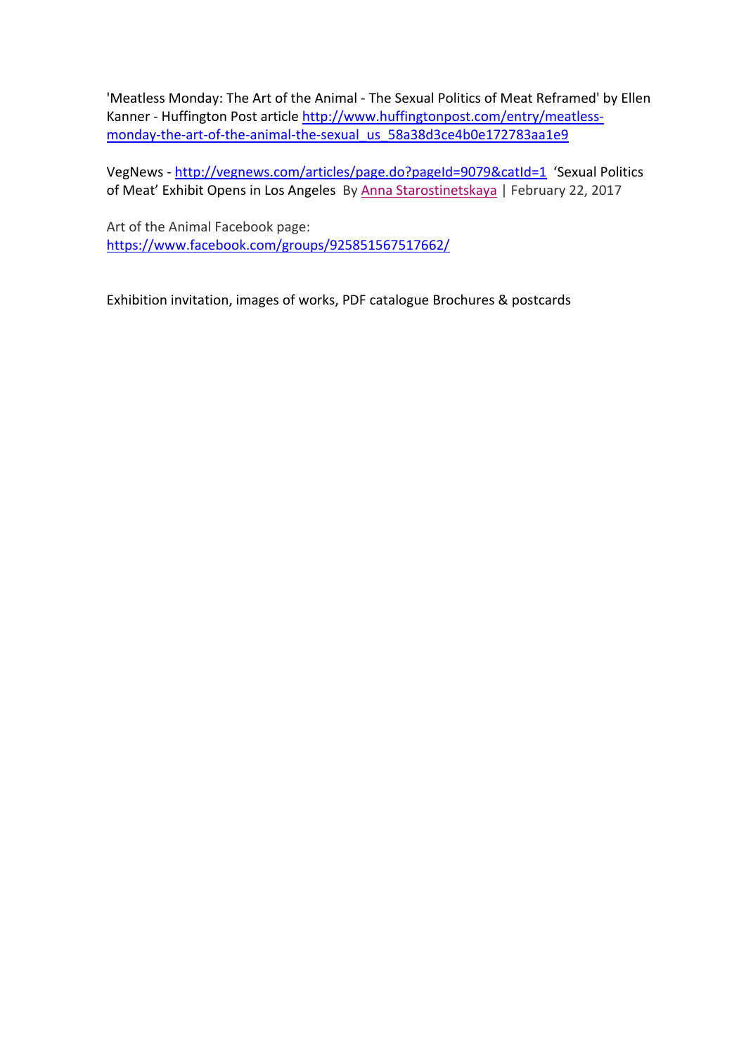'Meatless Monday: The Art of the Animal - The Sexual Politics of Meat Reframed' by Ellen Kanner - Huffington Post article http://www.huffingtonpost.com/entry/meatless-monday-the-art-of-the-animal-the-sexual_us_58a38d3ce4b0e172783aa1e9

VegNews - http://vegnews.com/articles/page.do?pageId=9079&catId=1 'Sexual Politics of Meat' Exhibit Opens in Los Angeles By Anna Starostinetskaya | February 22, 2017

Art of the Animal Facebook page: https://www.facebook.com/groups/925851567517662/

Exhibition invitation, images of works, PDF catalogue Brochures & postcards